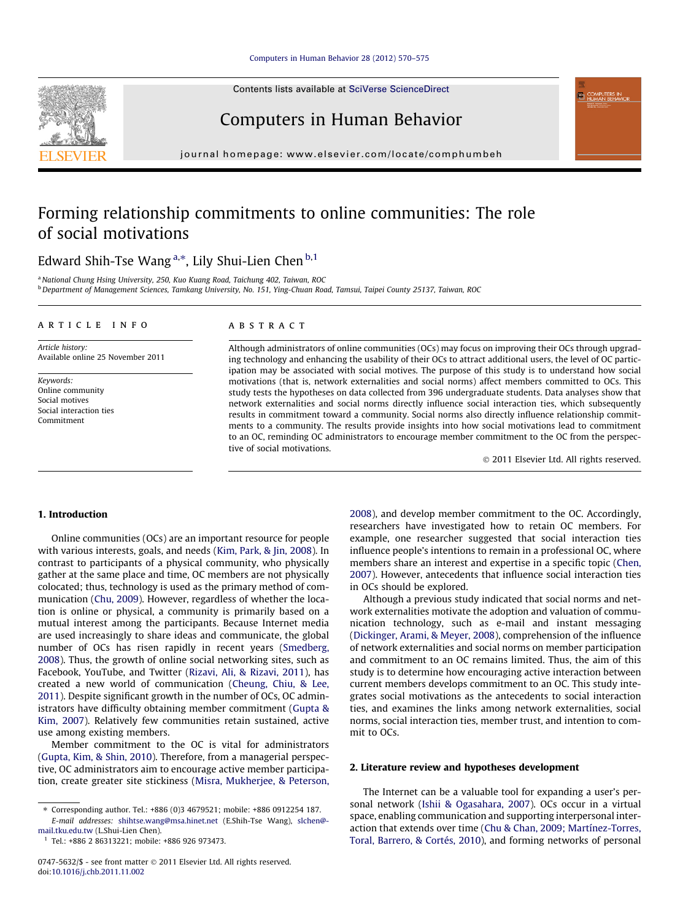# Forming relationship commitments to online communities: The role of social motivations

Edward Shih-Tse Wang [a,*], Lily Shui-Lien Chen [b,1]

[a] National Chung Hsing University, 250, Kuo Kuang Road, Taichung 402, Taiwan, ROC
[b] Department of Management Sciences, Tamkang University, No. 151, Ying-Chuan Road, Tamsui, Taipei County 25137, Taiwan, ROC

**ARTICLE INFO**

*Article history:*
Available online 25 November 2011

*Keywords:*
Online community
Social motives
Social interaction ties
Commitment

**ABSTRACT**

Although administrators of online communities (OCs) may focus on improving their OCs through upgrading technology and enhancing the usability of their OCs to attract additional users, the level of OC participation may be associated with social motives. The purpose of this study is to understand how social motivations (that is, network externalities and social norms) affect members committed to OCs. This study tests the hypotheses on data collected from 396 undergraduate students. Data analyses show that network externalities and social norms directly influence social interaction ties, which subsequently results in commitment toward a community. Social norms also directly influence relationship commitments to a community. The results provide insights into how social motivations lead to commitment to an OC, reminding OC administrators to encourage member commitment to the OC from the perspective of social motivations.

© 2011 Elsevier Ltd. All rights reserved.

## 1. Introduction

Online communities (OCs) are an important resource for people with various interests, goals, and needs (Kim, Park, & Jin, 2008). In contrast to participants of a physical community, who physically gather at the same place and time, OC members are not physically colocated; thus, technology is used as the primary method of communication (Chu, 2009). However, regardless of whether the location is online or physical, a community is primarily based on a mutual interest among the participants. Because Internet media are used increasingly to share ideas and communicate, the global number of OCs has risen rapidly in recent years (Smedberg, 2008). Thus, the growth of online social networking sites, such as Facebook, YouTube, and Twitter (Rizavi, Ali, & Rizavi, 2011), has created a new world of communication (Cheung, Chiu, & Lee, 2011). Despite significant growth in the number of OCs, OC administrators have difficulty obtaining member commitment (Gupta & Kim, 2007). Relatively few communities retain sustained, active use among existing members.

Member commitment to the OC is vital for administrators (Gupta, Kim, & Shin, 2010). Therefore, from a managerial perspective, OC administrators aim to encourage active member participation, create greater site stickiness (Misra, Mukherjee, & Peterson, 2008), and develop member commitment to the OC. Accordingly, researchers have investigated how to retain OC members. For example, one researcher suggested that social interaction ties influence people's intentions to remain in a professional OC, where members share an interest and expertise in a specific topic (Chen, 2007). However, antecedents that influence social interaction ties in OCs should be explored.

Although a previous study indicated that social norms and network externalities motivate the adoption and valuation of communication technology, such as e-mail and instant messaging (Dickinger, Arami, & Meyer, 2008), comprehension of the influence of network externalities and social norms on member participation and commitment to an OC remains limited. Thus, the aim of this study is to determine how encouraging active interaction between current members develops commitment to an OC. This study integrates social motivations as the antecedents to social interaction ties, and examines the links among network externalities, social norms, social interaction ties, member trust, and intention to commit to OCs.

## 2. Literature review and hypotheses development

The Internet can be a valuable tool for expanding a user's personal network (Ishii & Ogasahara, 2007). OCs occur in a virtual space, enabling communication and supporting interpersonal interaction that extends over time (Chu & Chan, 2009; Martínez-Torres, Toral, Barrero, & Cortés, 2010), and forming networks of personal

---

\* Corresponding author. Tel.: +886 (0)3 4679521; mobile: +886 0912254 187.
E-mail addresses: shihtse.wang@msa.hinet.net (E.Shih-Tse Wang), slchen@mail.tku.edu.tw (L.Shui-Lien Chen).
[1] Tel.: +886 2 86313221; mobile: +886 926 973473.

0747-5632/$ - see front matter © 2011 Elsevier Ltd. All rights reserved.
doi:10.1016/j.chb.2011.11.002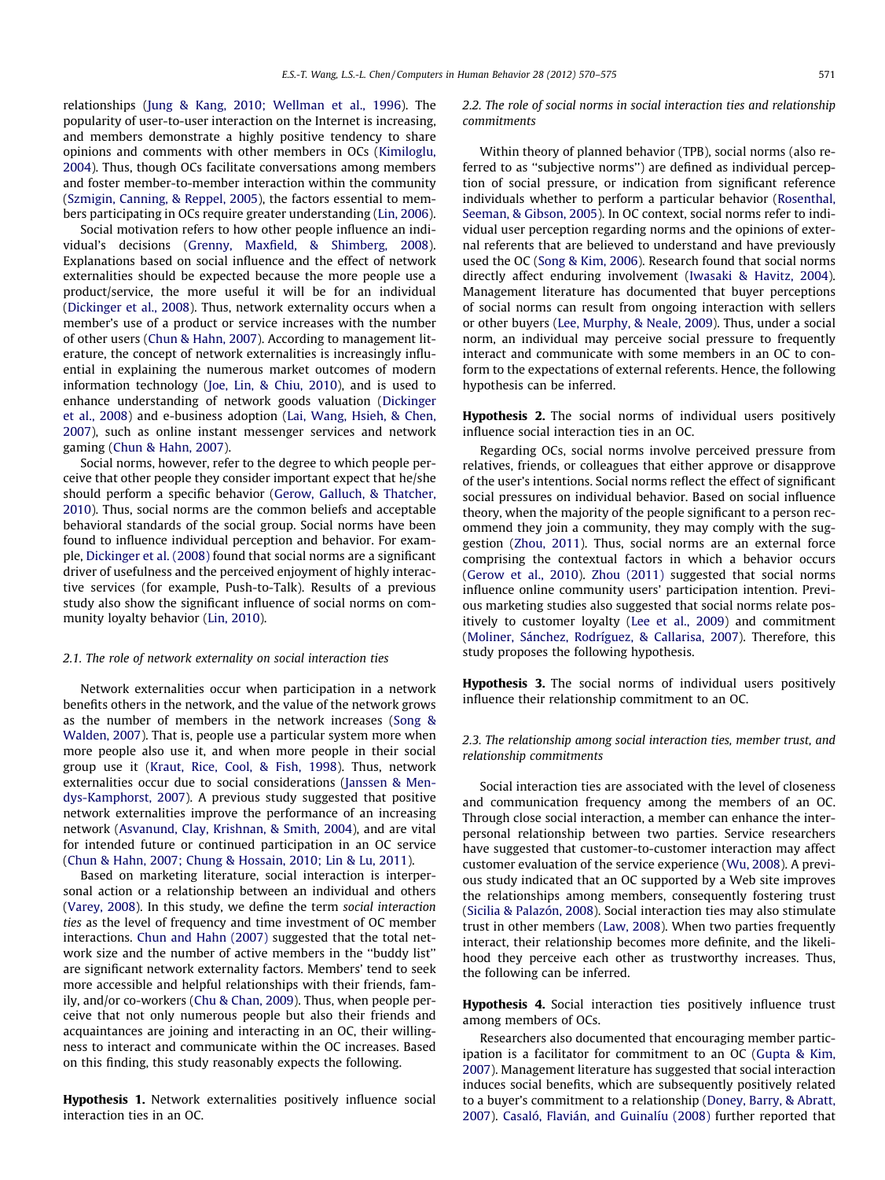relationships (Jung & Kang, 2010; Wellman et al., 1996). The popularity of user-to-user interaction on the Internet is increasing, and members demonstrate a highly positive tendency to share opinions and comments with other members in OCs (Kimiloglu, 2004). Thus, though OCs facilitate conversations among members and foster member-to-member interaction within the community (Szmigin, Canning, & Reppel, 2005), the factors essential to members participating in OCs require greater understanding (Lin, 2006).

Social motivation refers to how other people influence an individual's decisions (Grenny, Maxfield, & Shimberg, 2008). Explanations based on social influence and the effect of network externalities should be expected because the more people use a product/service, the more useful it will be for an individual (Dickinger et al., 2008). Thus, network externality occurs when a member's use of a product or service increases with the number of other users (Chun & Hahn, 2007). According to management literature, the concept of network externalities is increasingly influential in explaining the numerous market outcomes of modern information technology (Joe, Lin, & Chiu, 2010), and is used to enhance understanding of network goods valuation (Dickinger et al., 2008) and e-business adoption (Lai, Wang, Hsieh, & Chen, 2007), such as online instant messenger services and network gaming (Chun & Hahn, 2007).

Social norms, however, refer to the degree to which people perceive that other people they consider important expect that he/she should perform a specific behavior (Gerow, Galluch, & Thatcher, 2010). Thus, social norms are the common beliefs and acceptable behavioral standards of the social group. Social norms have been found to influence individual perception and behavior. For example, Dickinger et al. (2008) found that social norms are a significant driver of usefulness and the perceived enjoyment of highly interactive services (for example, Push-to-Talk). Results of a previous study also show the significant influence of social norms on community loyalty behavior (Lin, 2010).

### 2.1. The role of network externality on social interaction ties

Network externalities occur when participation in a network benefits others in the network, and the value of the network grows as the number of members in the network increases (Song & Walden, 2007). That is, people use a particular system more when more people also use it, and when more people in their social group use it (Kraut, Rice, Cool, & Fish, 1998). Thus, network externalities occur due to social considerations (Janssen & Mendys-Kamphorst, 2007). A previous study suggested that positive network externalities improve the performance of an increasing network (Asvanund, Clay, Krishnan, & Smith, 2004), and are vital for intended future or continued participation in an OC service (Chun & Hahn, 2007; Chung & Hossain, 2010; Lin & Lu, 2011).

Based on marketing literature, social interaction is interpersonal action or a relationship between an individual and others (Varey, 2008). In this study, we define the term *social interaction ties* as the level of frequency and time investment of OC member interactions. Chun and Hahn (2007) suggested that the total network size and the number of active members in the "buddy list" are significant network externality factors. Members' tend to seek more accessible and helpful relationships with their friends, family, and/or co-workers (Chu & Chan, 2009). Thus, when people perceive that not only numerous people but also their friends and acquaintances are joining and interacting in an OC, their willingness to interact and communicate within the OC increases. Based on this finding, this study reasonably expects the following.

**Hypothesis 1.** Network externalities positively influence social interaction ties in an OC.

### 2.2. The role of social norms in social interaction ties and relationship commitments

Within theory of planned behavior (TPB), social norms (also referred to as "subjective norms") are defined as individual perception of social pressure, or indication from significant reference individuals whether to perform a particular behavior (Rosenthal, Seeman, & Gibson, 2005). In OC context, social norms refer to individual user perception regarding norms and the opinions of external referents that are believed to understand and have previously used the OC (Song & Kim, 2006). Research found that social norms directly affect enduring involvement (Iwasaki & Havitz, 2004). Management literature has documented that buyer perceptions of social norms can result from ongoing interaction with sellers or other buyers (Lee, Murphy, & Neale, 2009). Thus, under a social norm, an individual may perceive social pressure to frequently interact and communicate with some members in an OC to conform to the expectations of external referents. Hence, the following hypothesis can be inferred.

**Hypothesis 2.** The social norms of individual users positively influence social interaction ties in an OC.

Regarding OCs, social norms involve perceived pressure from relatives, friends, or colleagues that either approve or disapprove of the user's intentions. Social norms reflect the effect of significant social pressures on individual behavior. Based on social influence theory, when the majority of the people significant to a person recommend they join a community, they may comply with the suggestion (Zhou, 2011). Thus, social norms are an external force comprising the contextual factors in which a behavior occurs (Gerow et al., 2010). Zhou (2011) suggested that social norms influence online community users' participation intention. Previous marketing studies also suggested that social norms relate positively to customer loyalty (Lee et al., 2009) and commitment (Moliner, Sánchez, Rodríguez, & Callarisa, 2007). Therefore, this study proposes the following hypothesis.

**Hypothesis 3.** The social norms of individual users positively influence their relationship commitment to an OC.

### 2.3. The relationship among social interaction ties, member trust, and relationship commitments

Social interaction ties are associated with the level of closeness and communication frequency among the members of an OC. Through close social interaction, a member can enhance the interpersonal relationship between two parties. Service researchers have suggested that customer-to-customer interaction may affect customer evaluation of the service experience (Wu, 2008). A previous study indicated that an OC supported by a Web site improves the relationships among members, consequently fostering trust (Sicilia & Palazón, 2008). Social interaction ties may also stimulate trust in other members (Law, 2008). When two parties frequently interact, their relationship becomes more definite, and the likelihood they perceive each other as trustworthy increases. Thus, the following can be inferred.

**Hypothesis 4.** Social interaction ties positively influence trust among members of OCs.

Researchers also documented that encouraging member participation is a facilitator for commitment to an OC (Gupta & Kim, 2007). Management literature has suggested that social interaction induces social benefits, which are subsequently positively related to a buyer's commitment to a relationship (Doney, Barry, & Abratt, 2007). Casaló, Flavián, and Guinalíu (2008) further reported that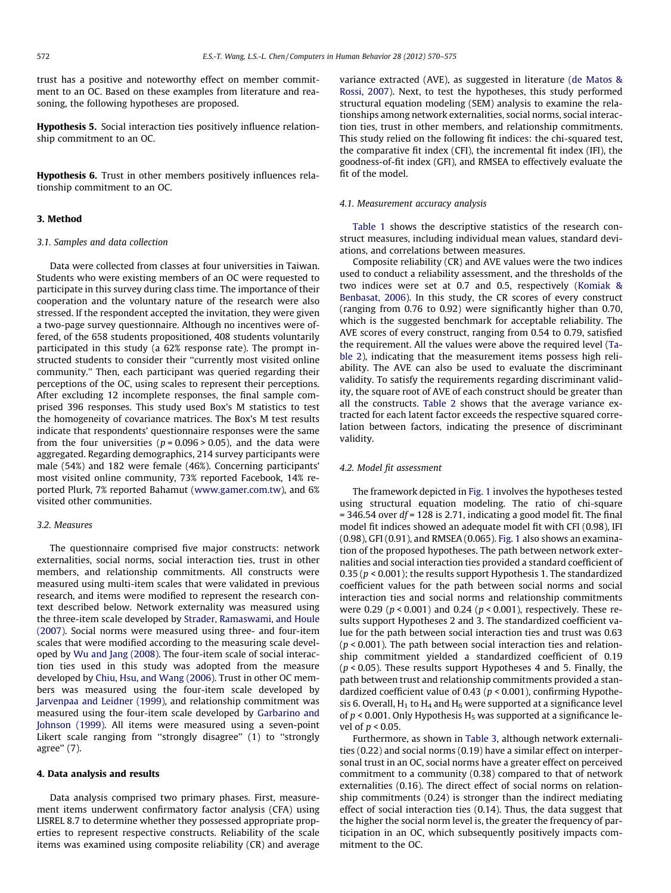trust has a positive and noteworthy effect on member commitment to an OC. Based on these examples from literature and reasoning, the following hypotheses are proposed.

**Hypothesis 5.** Social interaction ties positively influence relationship commitment to an OC.

**Hypothesis 6.** Trust in other members positively influences relationship commitment to an OC.

## 3. Method

### 3.1. Samples and data collection

Data were collected from classes at four universities in Taiwan. Students who were existing members of an OC were requested to participate in this survey during class time. The importance of their cooperation and the voluntary nature of the research were also stressed. If the respondent accepted the invitation, they were given a two-page survey questionnaire. Although no incentives were offered, of the 658 students propositioned, 408 students voluntarily participated in this study (a 62% response rate). The prompt instructed students to consider their "currently most visited online community." Then, each participant was queried regarding their perceptions of the OC, using scales to represent their perceptions. After excluding 12 incomplete responses, the final sample comprised 396 responses. This study used Box's M statistics to test the homogeneity of covariance matrices. The Box's M test results indicate that respondents' questionnaire responses were the same from the four universities ($p = 0.096 > 0.05$), and the data were aggregated. Regarding demographics, 214 survey participants were male (54%) and 182 were female (46%). Concerning participants' most visited online community, 73% reported Facebook, 14% reported Plurk, 7% reported Bahamut (www.gamer.com.tw), and 6% visited other communities.

### 3.2. Measures

The questionnaire comprised five major constructs: network externalities, social norms, social interaction ties, trust in other members, and relationship commitments. All constructs were measured using multi-item scales that were validated in previous research, and items were modified to represent the research context described below. Network externality was measured using the three-item scale developed by Strader, Ramaswami, and Houle (2007). Social norms were measured using three- and four-item scales that were modified according to the measuring scale developed by Wu and Jang (2008). The four-item scale of social interaction ties used in this study was adopted from the measure developed by Chiu, Hsu, and Wang (2006). Trust in other OC members was measured using the four-item scale developed by Jarvenpaa and Leidner (1999), and relationship commitment was measured using the four-item scale developed by Garbarino and Johnson (1999). All items were measured using a seven-point Likert scale ranging from "strongly disagree" (1) to "strongly agree" (7).

## 4. Data analysis and results

Data analysis comprised two primary phases. First, measurement items underwent confirmatory factor analysis (CFA) using LISREL 8.7 to determine whether they possessed appropriate properties to represent respective constructs. Reliability of the scale items was examined using composite reliability (CR) and average variance extracted (AVE), as suggested in literature (de Matos & Rossi, 2007). Next, to test the hypotheses, this study performed structural equation modeling (SEM) analysis to examine the relationships among network externalities, social norms, social interaction ties, trust in other members, and relationship commitments. This study relied on the following fit indices: the chi-squared test, the comparative fit index (CFI), the incremental fit index (IFI), the goodness-of-fit index (GFI), and RMSEA to effectively evaluate the fit of the model.

### 4.1. Measurement accuracy analysis

Table 1 shows the descriptive statistics of the research construct measures, including individual mean values, standard deviations, and correlations between measures.

Composite reliability (CR) and AVE values were the two indices used to conduct a reliability assessment, and the thresholds of the two indices were set at 0.7 and 0.5, respectively (Komiak & Benbasat, 2006). In this study, the CR scores of every construct (ranging from 0.76 to 0.92) were significantly higher than 0.70, which is the suggested benchmark for acceptable reliability. The AVE scores of every construct, ranging from 0.54 to 0.79, satisfied the requirement. All the values were above the required level (Table 2), indicating that the measurement items possess high reliability. The AVE can also be used to evaluate the discriminant validity. To satisfy the requirements regarding discriminant validity, the square root of AVE of each construct should be greater than all the constructs. Table 2 shows that the average variance extracted for each latent factor exceeds the respective squared correlation between factors, indicating the presence of discriminant validity.

### 4.2. Model fit assessment

The framework depicted in Fig. 1 involves the hypotheses tested using structural equation modeling. The ratio of chi-square = 346.54 over $df = 128$ is 2.71, indicating a good model fit. The final model fit indices showed an adequate model fit with CFI (0.98), IFI (0.98), GFI (0.91), and RMSEA (0.065). Fig. 1 also shows an examination of the proposed hypotheses. The path between network externalities and social interaction ties provided a standard coefficient of 0.35 ($p < 0.001$); the results support Hypothesis 1. The standardized coefficient values for the path between social norms and social interaction ties and social norms and relationship commitments were 0.29 ($p < 0.001$) and 0.24 ($p < 0.001$), respectively. These results support Hypotheses 2 and 3. The standardized coefficient value for the path between social interaction ties and trust was 0.63 ($p < 0.001$). The path between social interaction ties and relationship commitment yielded a standardized coefficient of 0.19 ($p < 0.05$). These results support Hypotheses 4 and 5. Finally, the path between trust and relationship commitments provided a standardized coefficient value of 0.43 ($p < 0.001$), confirming Hypothesis 6. Overall, $H_1$ to $H_4$ and $H_6$ were supported at a significance level of $p < 0.001$. Only Hypothesis $H_5$ was supported at a significance level of $p < 0.05$.

Furthermore, as shown in Table 3, although network externalities (0.22) and social norms (0.19) have a similar effect on interpersonal trust in an OC, social norms have a greater effect on perceived commitment to a community (0.38) compared to that of network externalities (0.16). The direct effect of social norms on relationship commitments (0.24) is stronger than the indirect mediating effect of social interaction ties (0.14). Thus, the data suggest that the higher the social norm level is, the greater the frequency of participation in an OC, which subsequently positively impacts commitment to the OC.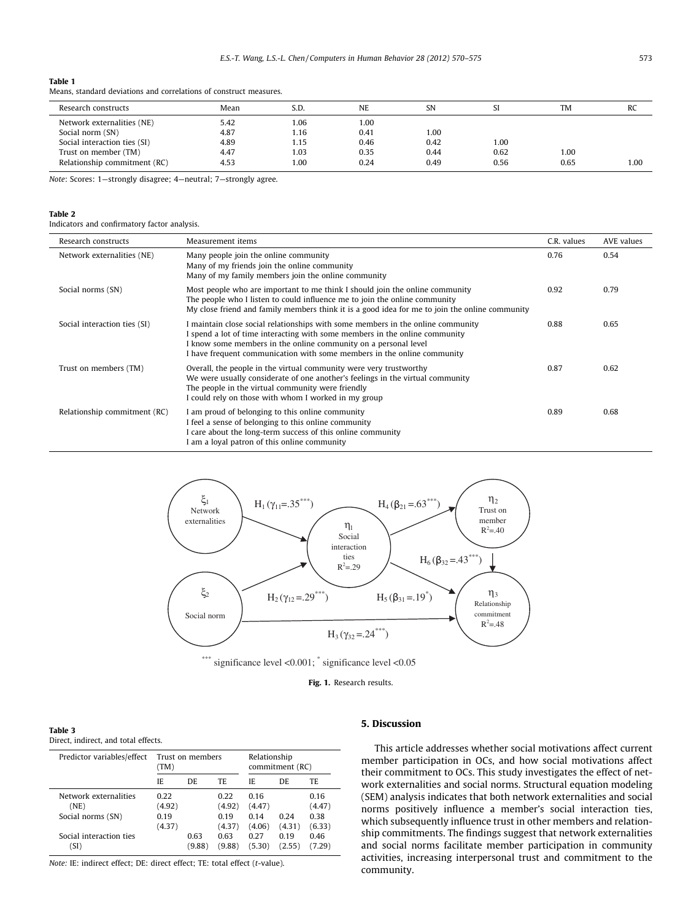**Table 1**
Means, standard deviations and correlations of construct measures.

| Research constructs | Mean | S.D. | NE | SN | SI | TM | RC |
|---|---|---|---|---|---|---|---|
| Network externalities (NE) | 5.42 | 1.06 | 1.00 | | | | |
| Social norm (SN) | 4.87 | 1.16 | 0.41 | 1.00 | | | |
| Social interaction ties (SI) | 4.89 | 1.15 | 0.46 | 0.42 | 1.00 | | |
| Trust on member (TM) | 4.47 | 1.03 | 0.35 | 0.44 | 0.62 | 1.00 | |
| Relationship commitment (RC) | 4.53 | 1.00 | 0.24 | 0.49 | 0.56 | 0.65 | 1.00 |

*Note*: Scores: 1—strongly disagree; 4—neutral; 7—strongly agree.

**Table 2**
Indicators and confirmatory factor analysis.

| Research constructs | Measurement items | C.R. values | AVE values |
|---|---|---|---|
| Network externalities (NE) | Many people join the online community<br>Many of my friends join the online community<br>Many of my family members join the online community | 0.76 | 0.54 |
| Social norms (SN) | Most people who are important to me think I should join the online community<br>The people who I listen to could influence me to join the online community<br>My close friend and family members think it is a good idea for me to join the online community | 0.92 | 0.79 |
| Social interaction ties (SI) | I maintain close social relationships with some members in the online community<br>I spend a lot of time interacting with some members in the online community<br>I know some members in the online community on a personal level<br>I have frequent communication with some members in the online community | 0.88 | 0.65 |
| Trust on members (TM) | Overall, the people in the virtual community were very trustworthy<br>We were usually considerate of one another's feelings in the virtual community<br>The people in the virtual community were friendly<br>I could rely on those with whom I worked in my group | 0.87 | 0.62 |
| Relationship commitment (RC) | I am proud of belonging to this online community<br>I feel a sense of belonging to this online community<br>I care about the long-term success of this online community<br>I am a loyal patron of this online community | 0.89 | 0.68 |

$^{***}$ significance level <0.001; $^{*}$ significance level <0.05

**Fig. 1.** Research results.

**Table 3**
Direct, indirect, and total effects.

| Predictor variables/effect | Trust on members (TM) | | | Relationship commitment (RC) | | |
|---|---|---|---|---|---|---|
| | IE | DE | TE | IE | DE | TE |
| Network externalities (NE) | 0.22 (4.92) | | 0.22 (4.92) | 0.16 (4.47) | | 0.16 (4.47) |
| Social norms (SN) | 0.19 (4.37) | | 0.19 (4.37) | 0.14 (4.06) | 0.24 (4.31) | 0.38 (6.33) |
| Social interaction ties (SI) | | 0.63 (9.88) | 0.63 (9.88) | 0.27 (5.30) | 0.19 (2.55) | 0.46 (7.29) |

*Note*: IE: indirect effect; DE: direct effect; TE: total effect (*t*-value).

## 5. Discussion

This article addresses whether social motivations affect current member participation in OCs, and how social motivations affect their commitment to OCs. This study investigates the effect of network externalities and social norms. Structural equation modeling (SEM) analysis indicates that both network externalities and social norms positively influence a member's social interaction ties, which subsequently influence trust in other members and relationship commitments. The findings suggest that network externalities and social norms facilitate member participation in community activities, increasing interpersonal trust and commitment to the community.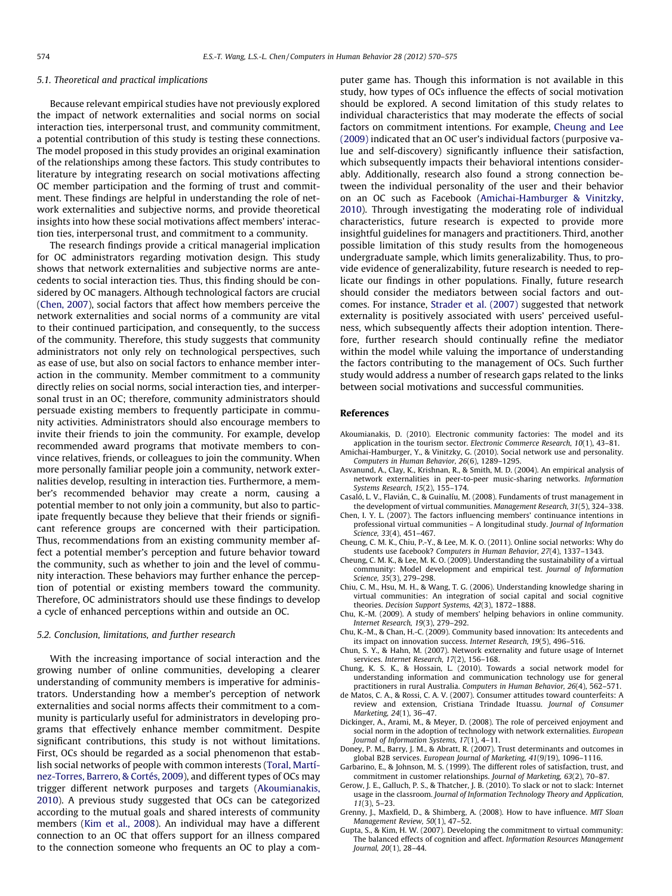### 5.1. Theoretical and practical implications

Because relevant empirical studies have not previously explored the impact of network externalities and social norms on social interaction ties, interpersonal trust, and community commitment, a potential contribution of this study is testing these connections. The model proposed in this study provides an original examination of the relationships among these factors. This study contributes to literature by integrating research on social motivations affecting OC member participation and the forming of trust and commitment. These findings are helpful in understanding the role of network externalities and subjective norms, and provide theoretical insights into how these social motivations affect members' interaction ties, interpersonal trust, and commitment to a community.

The research findings provide a critical managerial implication for OC administrators regarding motivation design. This study shows that network externalities and subjective norms are antecedents to social interaction ties. Thus, this finding should be considered by OC managers. Although technological factors are crucial (Chen, 2007), social factors that affect how members perceive the network externalities and social norms of a community are vital to their continued participation, and consequently, to the success of the community. Therefore, this study suggests that community administrators not only rely on technological perspectives, such as ease of use, but also on social factors to enhance member interaction in the community. Member commitment to a community directly relies on social norms, social interaction ties, and interpersonal trust in an OC; therefore, community administrators should persuade existing members to frequently participate in community activities. Administrators should also encourage members to invite their friends to join the community. For example, develop recommended award programs that motivate members to convince relatives, friends, or colleagues to join the community. When more personally familiar people join a community, network externalities develop, resulting in interaction ties. Furthermore, a member's recommended behavior may create a norm, causing a potential member to not only join a community, but also to participate frequently because they believe that their friends or significant reference groups are concerned with their participation. Thus, recommendations from an existing community member affect a potential member's perception and future behavior toward the community, such as whether to join and the level of community interaction. These behaviors may further enhance the perception of potential or existing members toward the community. Therefore, OC administrators should use these findings to develop a cycle of enhanced perceptions within and outside an OC.

### 5.2. Conclusion, limitations, and further research

With the increasing importance of social interaction and the growing number of online communities, developing a clearer understanding of community members is imperative for administrators. Understanding how a member's perception of network externalities and social norms affects their commitment to a community is particularly useful for administrators in developing programs that effectively enhance member commitment. Despite significant contributions, this study is not without limitations. First, OCs should be regarded as a social phenomenon that establish social networks of people with common interests (Toral, Martínez-Torres, Barrero, & Cortés, 2009), and different types of OCs may trigger different network purposes and targets (Akoumianakis, 2010). A previous study suggested that OCs can be categorized according to the mutual goals and shared interests of community members (Kim et al., 2008). An individual may have a different connection to an OC that offers support for an illness compared to the connection someone who frequents an OC to play a computer game has. Though this information is not available in this study, how types of OCs influence the effects of social motivation should be explored. A second limitation of this study relates to individual characteristics that may moderate the effects of social factors on commitment intentions. For example, Cheung and Lee (2009) indicated that an OC user's individual factors (purposive value and self-discovery) significantly influence their satisfaction, which subsequently impacts their behavioral intentions considerably. Additionally, research also found a strong connection between the individual personality of the user and their behavior on an OC such as Facebook (Amichai-Hamburger & Vinitzky, 2010). Through investigating the moderating role of individual characteristics, future research is expected to provide more insightful guidelines for managers and practitioners. Third, another possible limitation of this study results from the homogeneous undergraduate sample, which limits generalizability. Thus, to provide evidence of generalizability, future research is needed to replicate our findings in other populations. Finally, future research should consider the mediators between social factors and outcomes. For instance, Strader et al. (2007) suggested that network externality is positively associated with users' perceived usefulness, which subsequently affects their adoption intention. Therefore, further research should continually refine the mediator within the model while valuing the importance of understanding the factors contributing to the management of OCs. Such further study would address a number of research gaps related to the links between social motivations and successful communities.

## References

Akoumianakis, D. (2010). Electronic community factories: The model and its application in the tourism sector. *Electronic Commerce Research, 10*(1), 43–81.

Amichai-Hamburger, Y., & Vinitzky, G. (2010). Social network use and personality. *Computers in Human Behavior, 26*(6), 1289–1295.

Asvanund, A., Clay, K., Krishnan, R., & Smith, M. D. (2004). An empirical analysis of network externalities in peer-to-peer music-sharing networks. *Information Systems Research, 15*(2), 155–174.

Casaló, L. V., Flavián, C., & Guinalíu, M. (2008). Fundaments of trust management in the development of virtual communities. *Management Research, 31*(5), 324–338.

Chen, I. Y. L. (2007). The factors influencing members' continuance intentions in professional virtual communities – A longitudinal study. *Journal of Information Science, 33*(4), 451–467.

Cheung, C. M. K., Chiu, P.-Y., & Lee, M. K. O. (2011). Online social networks: Why do students use facebook? *Computers in Human Behavior, 27*(4), 1337–1343.

Cheung, C. M. K., & Lee, M. K. O. (2009). Understanding the sustainability of a virtual community: Model development and empirical test. *Journal of Information Science, 35*(3), 279–298.

Chiu, C. M., Hsu, M. H., & Wang, T. G. (2006). Understanding knowledge sharing in virtual communities: An integration of social capital and social cognitive theories. *Decision Support Systems, 42*(3), 1872–1888.

Chu, K.-M. (2009). A study of members' helping behaviors in online community. *Internet Research, 19*(3), 279–292.

Chu, K.-M., & Chan, H.-C. (2009). Community based innovation: Its antecedents and its impact on innovation success. *Internet Research, 19*(5), 496–516.

Chun, S. Y., & Hahn, M. (2007). Network externality and future usage of Internet services. *Internet Research, 17*(2), 156–168.

Chung, K. S. K., & Hossain, L. (2010). Towards a social network model for understanding information and communication technology use for general practitioners in rural Australia. *Computers in Human Behavior, 26*(4), 562–571.

de Matos, C. A., & Rossi, C. A. V. (2007). Consumer attitudes toward counterfeits: A review and extension, Cristiana Trindade Ituassu. *Journal of Consumer Marketing, 24*(1), 36–47.

Dickinger, A., Arami, M., & Meyer, D. (2008). The role of perceived enjoyment and social norm in the adoption of technology with network externalities. *European Journal of Information Systems, 17*(1), 4–11.

Doney, P. M., Barry, J. M., & Abratt, R. (2007). Trust determinants and outcomes in global B2B services. *European Journal of Marketing, 41*(9/19), 1096–1116.

Garbarino, E., & Johnson, M. S. (1999). The different roles of satisfaction, trust, and commitment in customer relationships. *Journal of Marketing, 63*(2), 70–87.

Gerow, J. E., Galluch, P. S., & Thatcher, J. B. (2010). To slack or not to slack: Internet usage in the classroom. *Journal of Information Technology Theory and Application, 11*(3), 5–23.

Grenny, J., Maxfield, D., & Shimberg, A. (2008). How to have influence. *MIT Sloan Management Review, 50*(1), 47–52.

Gupta, S., & Kim, H. W. (2007). Developing the commitment to virtual community: The balanced effects of cognition and affect. *Information Resources Management Journal, 20*(1), 28–44.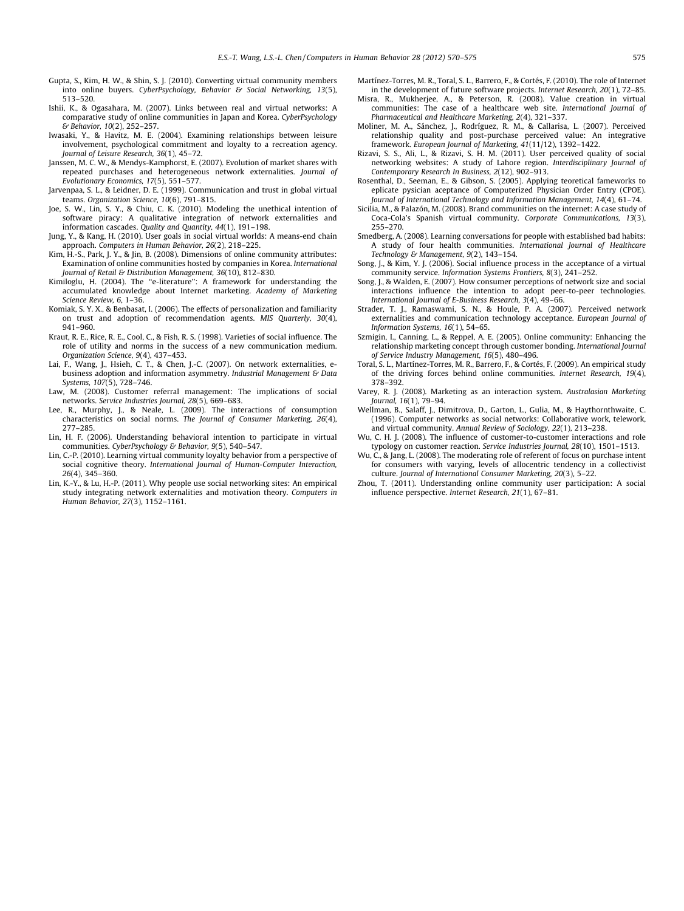Gupta, S., Kim, H. W., & Shin, S. J. (2010). Converting virtual community members into online buyers. *CyberPsychology, Behavior & Social Networking, 13*(5), 513–520.

Ishii, K., & Ogasahara, M. (2007). Links between real and virtual networks: A comparative study of online communities in Japan and Korea. *CyberPsychology & Behavior, 10*(2), 252–257.

Iwasaki, Y., & Havitz, M. E. (2004). Examining relationships between leisure involvement, psychological commitment and loyalty to a recreation agency. *Journal of Leisure Research, 36*(1), 45–72.

Janssen, M. C. W., & Mendys-Kamphorst, E. (2007). Evolution of market shares with repeated purchases and heterogeneous network externalities. *Journal of Evolutionary Economics, 17*(5), 551–577.

Jarvenpaa, S. L., & Leidner, D. E. (1999). Communication and trust in global virtual teams. *Organization Science, 10*(6), 791–815.

Joe, S. W., Lin, S. Y., & Chiu, C. K. (2010). Modeling the unethical intention of software piracy: A qualitative integration of network externalities and information cascades. *Quality and Quantity, 44*(1), 191–198.

Jung, Y., & Kang, H. (2010). User goals in social virtual worlds: A means-end chain approach. *Computers in Human Behavior, 26*(2), 218–225.

Kim, H.-S., Park, J. Y., & Jin, B. (2008). Dimensions of online community attributes: Examination of online communities hosted by companies in Korea. *International Journal of Retail & Distribution Management, 36*(10), 812–830.

Kimiloglu, H. (2004). The "e-literature": A framework for understanding the accumulated knowledge about Internet marketing. *Academy of Marketing Science Review, 6*, 1–36.

Komiak, S. Y. X., & Benbasat, I. (2006). The effects of personalization and familiarity on trust and adoption of recommendation agents. *MIS Quarterly, 30*(4), 941–960.

Kraut, R. E., Rice, R. E., Cool, C., & Fish, R. S. (1998). Varieties of social influence. The role of utility and norms in the success of a new communication medium. *Organization Science, 9*(4), 437–453.

Lai, F., Wang, J., Hsieh, C. T., & Chen, J.-C. (2007). On network externalities, e-business adoption and information asymmetry. *Industrial Management & Data Systems, 107*(5), 728–746.

Law, M. (2008). Customer referral management: The implications of social networks. *Service Industries Journal, 28*(5), 669–683.

Lee, R., Murphy, J., & Neale, L. (2009). The interactions of consumption characteristics on social norms. *The Journal of Consumer Marketing, 26*(4), 277–285.

Lin, H. F. (2006). Understanding behavioral intention to participate in virtual communities. *CyberPsychology & Behavior, 9*(5), 540–547.

Lin, C.-P. (2010). Learning virtual community loyalty behavior from a perspective of social cognitive theory. *International Journal of Human-Computer Interaction, 26*(4), 345–360.

Lin, K.-Y., & Lu, H.-P. (2011). Why people use social networking sites: An empirical study integrating network externalities and motivation theory. *Computers in Human Behavior, 27*(3), 1152–1161.

Martínez-Torres, M. R., Toral, S. L., Barrero, F., & Cortés, F. (2010). The role of Internet in the development of future software projects. *Internet Research, 20*(1), 72–85.

Misra, R., Mukherjee, A., & Peterson, R. (2008). Value creation in virtual communities: The case of a healthcare web site. *International Journal of Pharmaceutical and Healthcare Marketing, 2*(4), 321–337.

Moliner, M. A., Sánchez, J., Rodríguez, R. M., & Callarisa, L. (2007). Perceived relationship quality and post-purchase perceived value: An integrative framework. *European Journal of Marketing, 41*(11/12), 1392–1422.

Rizavi, S. S., Ali, L., & Rizavi, S. H. M. (2011). User perceived quality of social networking websites: A study of Lahore region. *Interdisciplinary Journal of Contemporary Research In Business, 2*(12), 902–913.

Rosenthal, D., Seeman, E., & Gibson, S. (2005). Applying teoretical fameworks to eplicate pysician aceptance of Computerized Physician Order Entry (CPOE). *Journal of International Technology and Information Management, 14*(4), 61–74.

Sicilia, M., & Palazón, M. (2008). Brand communities on the internet: A case study of Coca-Cola's Spanish virtual community. *Corporate Communications, 13*(3), 255–270.

Smedberg, A. (2008). Learning conversations for people with established bad habits: A study of four health communities. *International Journal of Healthcare Technology & Management, 9*(2), 143–154.

Song, J., & Kim, Y. J. (2006). Social influence process in the acceptance of a virtual community service. *Information Systems Frontiers, 8*(3), 241–252.

Song, J., & Walden, E. (2007). How consumer perceptions of network size and social interactions influence the intention to adopt peer-to-peer technologies. *International Journal of E-Business Research, 3*(4), 49–66.

Strader, T. J., Ramaswami, S. N., & Houle, P. A. (2007). Perceived network externalities and communication technology acceptance. *European Journal of Information Systems, 16*(1), 54–65.

Szmigin, I., Canning, L., & Reppel, A. E. (2005). Online community: Enhancing the relationship marketing concept through customer bonding. *International Journal of Service Industry Management, 16*(5), 480–496.

Toral, S. L., Martínez-Torres, M. R., Barrero, F., & Cortés, F. (2009). An empirical study of the driving forces behind online communities. *Internet Research, 19*(4), 378–392.

Varey, R. J. (2008). Marketing as an interaction system. *Australasian Marketing Journal, 16*(1), 79–94.

Wellman, B., Salaff, J., Dimitrova, D., Garton, L., Gulia, M., & Haythornthwaite, C. (1996). Computer networks as social networks: Collaborative work, telework, and virtual community. *Annual Review of Sociology, 22*(1), 213–238.

Wu, C. H. J. (2008). The influence of customer-to-customer interactions and role typology on customer reaction. *Service Industries Journal, 28*(10), 1501–1513.

Wu, C., & Jang, L. (2008). The moderating role of referent of focus on purchase intent for consumers with varying, levels of allocentric tendency in a collectivist culture. *Journal of International Consumer Marketing, 20*(3), 5–22.

Zhou, T. (2011). Understanding online community user participation: A social influence perspective. *Internet Research, 21*(1), 67–81.